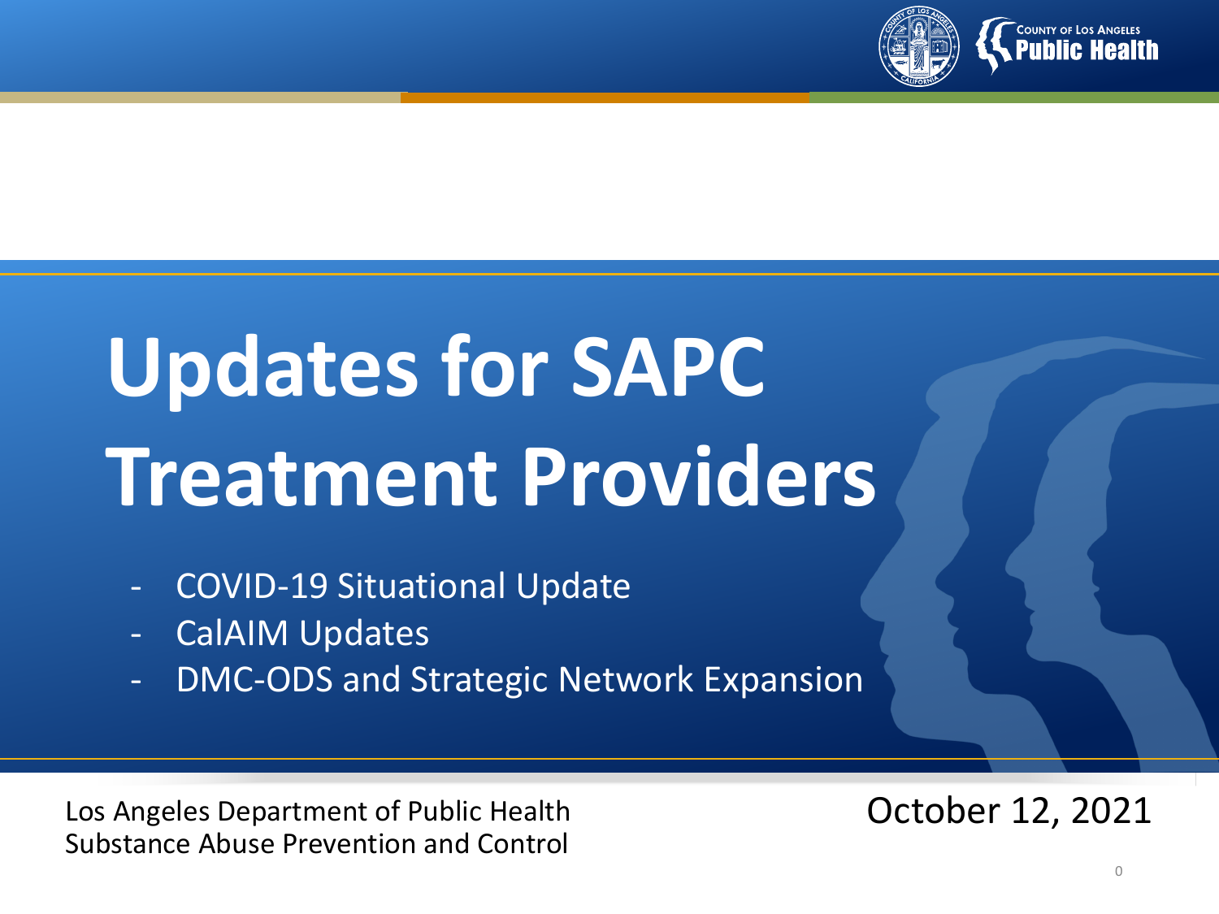# Updates for SAPC Treatment Providers

- COVID-19 Situational Update
- CalAIM Updates
- DMC-ODS and Strategic Network Expansion

Los Angeles Department of Public Health
Substance Abuse Prevention and Control

October 12, 2021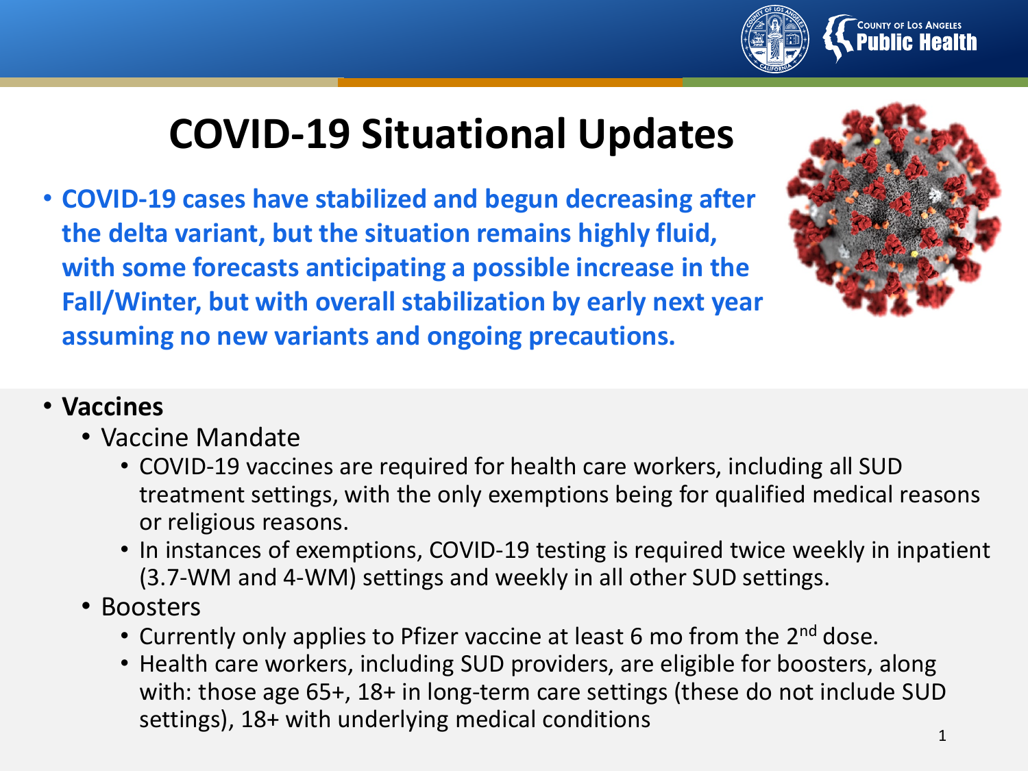# COVID-19 Situational Updates

- **COVID-19 cases have stabilized and begun decreasing after the delta variant, but the situation remains highly fluid, with some forecasts anticipating a possible increase in the Fall/Winter, but with overall stabilization by early next year assuming no new variants and ongoing precautions.**

- **Vaccines**
  - Vaccine Mandate
    - COVID-19 vaccines are required for health care workers, including all SUD treatment settings, with the only exemptions being for qualified medical reasons or religious reasons.
    - In instances of exemptions, COVID-19 testing is required twice weekly in inpatient (3.7-WM and 4-WM) settings and weekly in all other SUD settings.
  - Boosters
    - Currently only applies to Pfizer vaccine at least 6 mo from the 2nd dose.
    - Health care workers, including SUD providers, are eligible for boosters, along with: those age 65+, 18+ in long-term care settings (these do not include SUD settings), 18+ with underlying medical conditions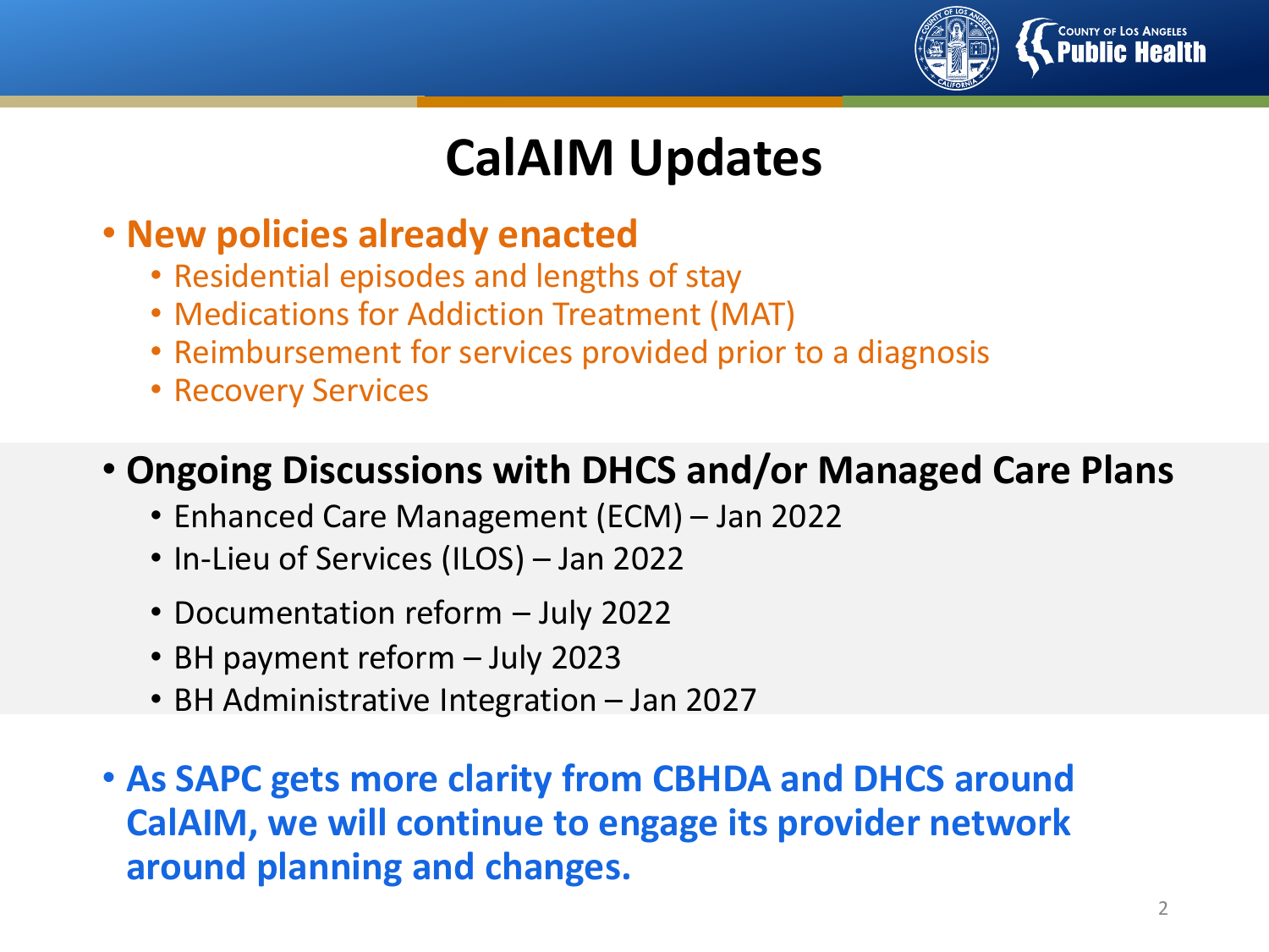# CalAIM Updates

- **New policies already enacted**
  - Residential episodes and lengths of stay
  - Medications for Addiction Treatment (MAT)
  - Reimbursement for services provided prior to a diagnosis
  - Recovery Services

- **Ongoing Discussions with DHCS and/or Managed Care Plans**
  - Enhanced Care Management (ECM) – Jan 2022
  - In-Lieu of Services (ILOS) – Jan 2022
  - Documentation reform – July 2022
  - BH payment reform – July 2023
  - BH Administrative Integration – Jan 2027

- **As SAPC gets more clarity from CBHDA and DHCS around CalAIM, we will continue to engage its provider network around planning and changes.**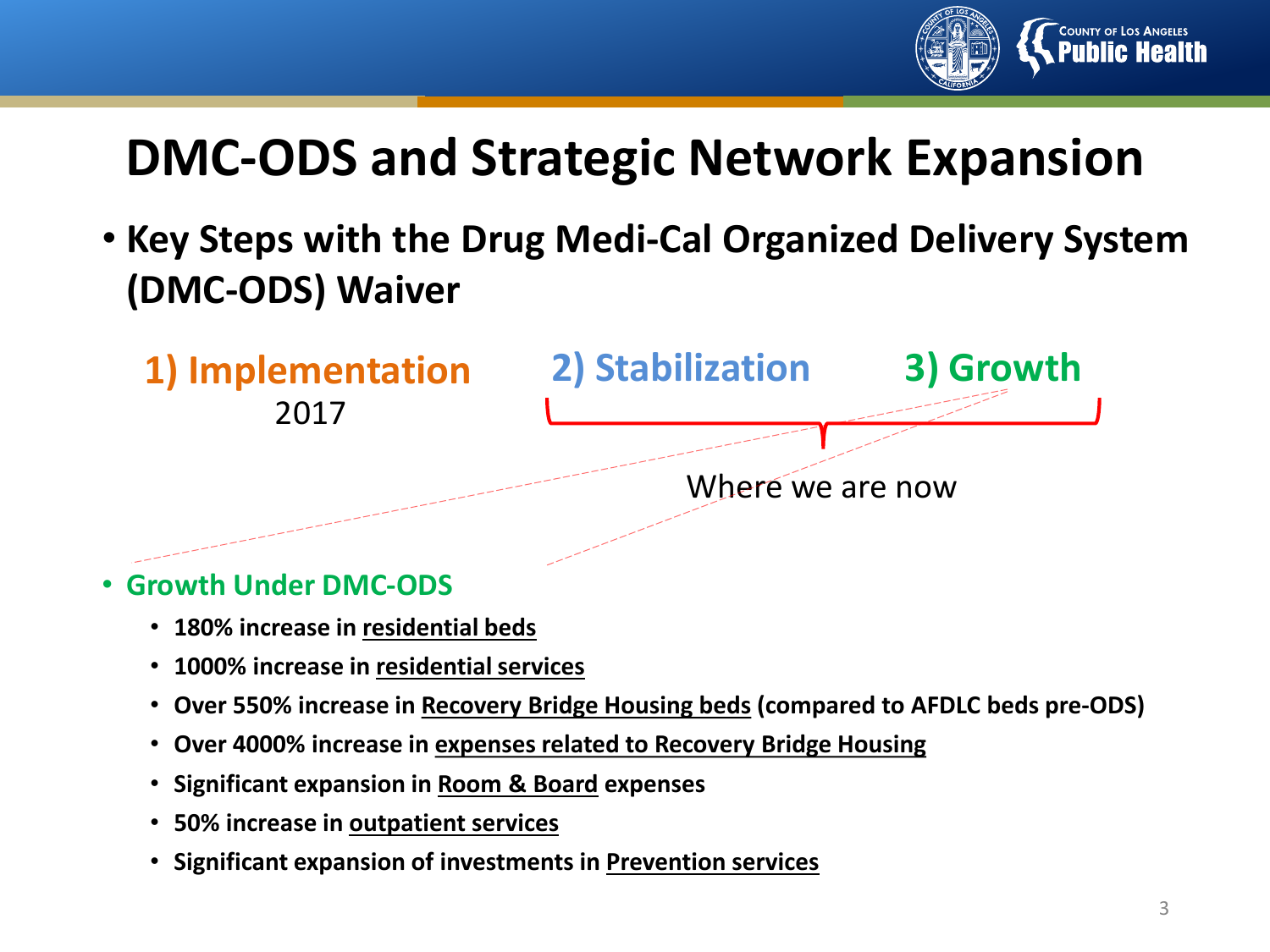# DMC-ODS and Strategic Network Expansion

- **Key Steps with the Drug Medi-Cal Organized Delivery System (DMC-ODS) Waiver**

**1) Implementation** 2017 | **2) Stabilization** | **3) Growth**

Where we are now

- **Growth Under DMC-ODS**
  - **180% increase in residential beds**
  - **1000% increase in residential services**
  - **Over 550% increase in Recovery Bridge Housing beds (compared to AFDLC beds pre-ODS)**
  - **Over 4000% increase in expenses related to Recovery Bridge Housing**
  - **Significant expansion in Room & Board expenses**
  - **50% increase in outpatient services**
  - **Significant expansion of investments in Prevention services**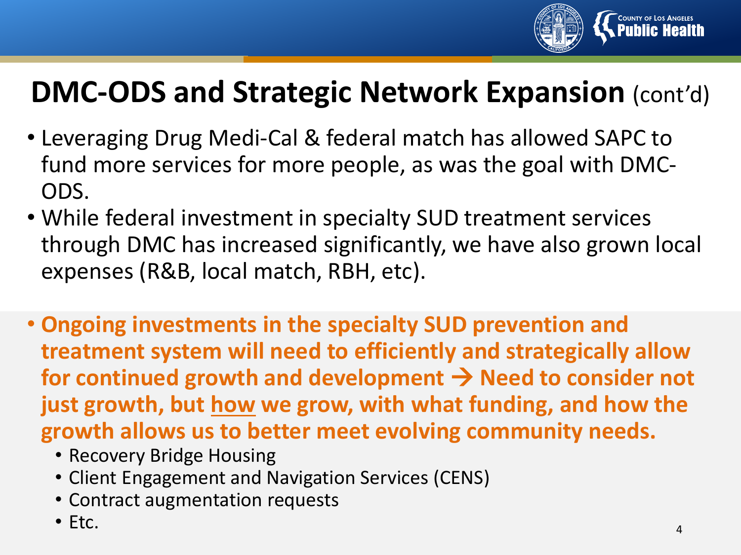# DMC-ODS and Strategic Network Expansion (cont'd)

- Leveraging Drug Medi-Cal & federal match has allowed SAPC to fund more services for more people, as was the goal with DMC-ODS.
- While federal investment in specialty SUD treatment services through DMC has increased significantly, we have also grown local expenses (R&B, local match, RBH, etc).

- **Ongoing investments in the specialty SUD prevention and treatment system will need to efficiently and strategically allow for continued growth and development → Need to consider not just growth, but how we grow, with what funding, and how the growth allows us to better meet evolving community needs.**
  - Recovery Bridge Housing
  - Client Engagement and Navigation Services (CENS)
  - Contract augmentation requests
  - Etc.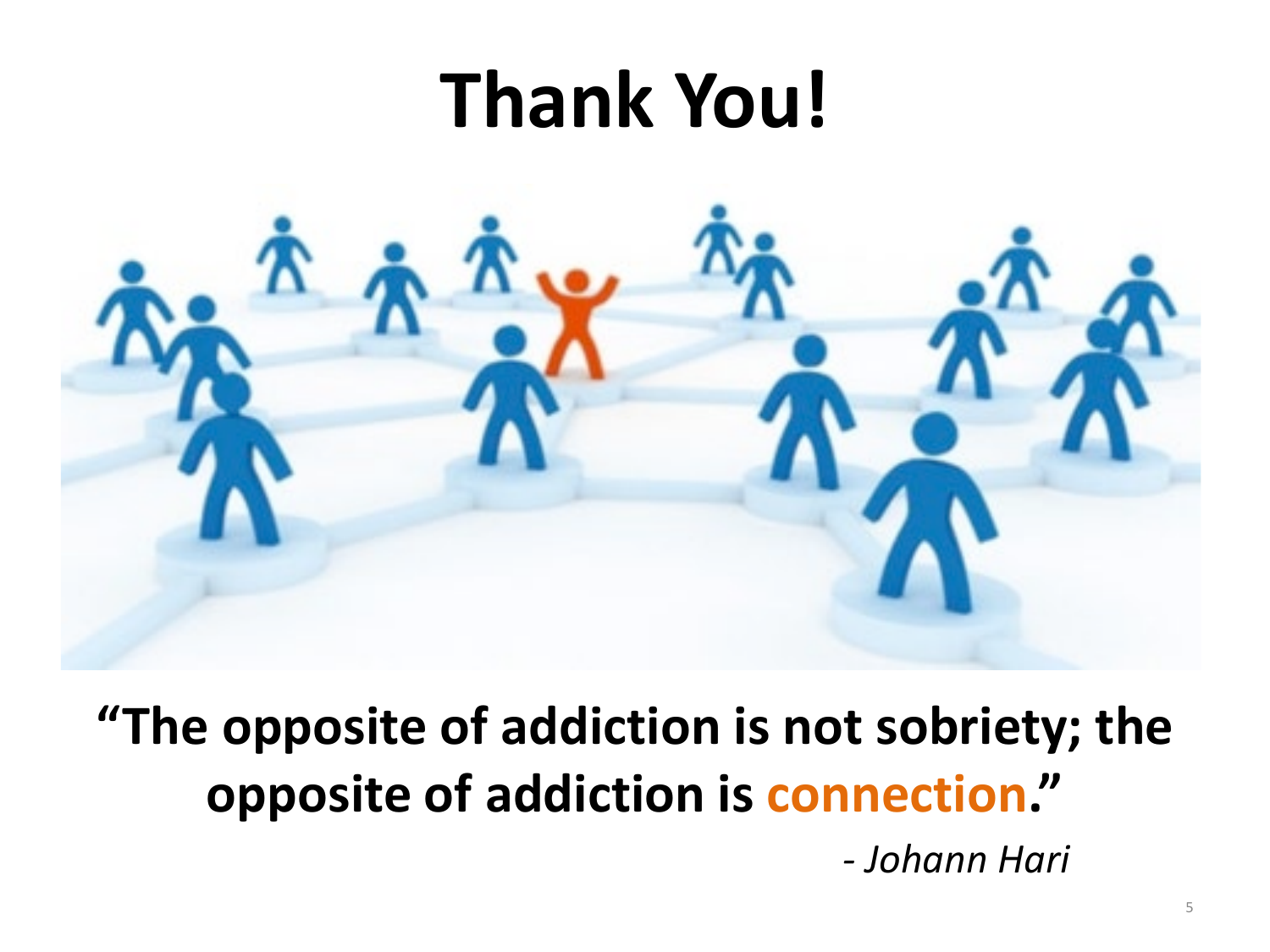# Thank You!

**"The opposite of addiction is not sobriety; the opposite of addiction is connection."**

*- Johann Hari*